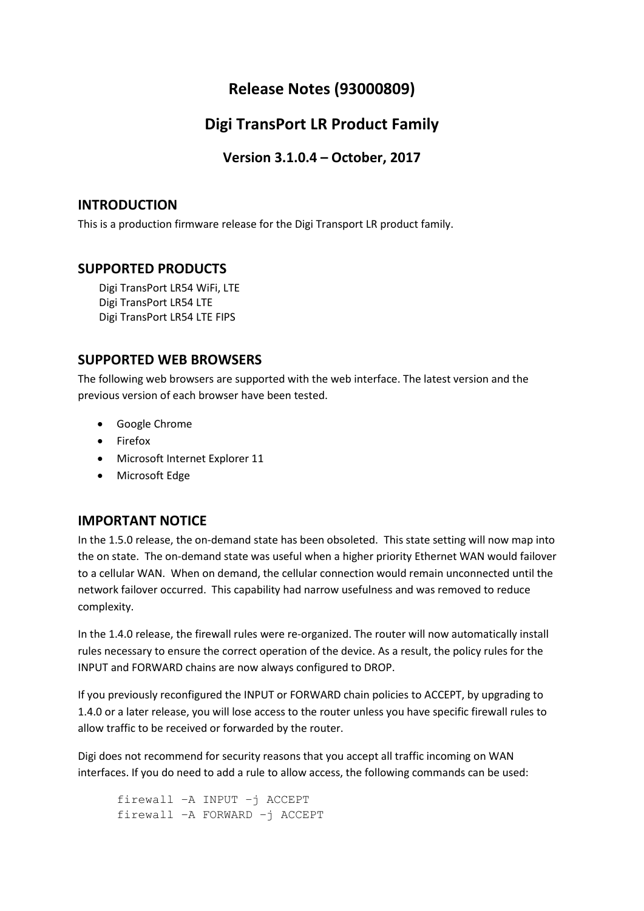# Release Notes (93000809)

# Digi TransPort LR Product Family

### Version 3.1.0.4 – October, 2017

## INTRODUCTION

This is a production firmware release for the Digi Transport LR product family.

## SUPPORTED PRODUCTS

Digi TransPort LR54 WiFi, LTE
Digi TransPort LR54 LTE
Digi TransPort LR54 LTE FIPS

## SUPPORTED WEB BROWSERS

The following web browsers are supported with the web interface. The latest version and the previous version of each browser have been tested.

- Google Chrome
- Firefox
- Microsoft Internet Explorer 11
- Microsoft Edge

## IMPORTANT NOTICE

In the 1.5.0 release, the on-demand state has been obsoleted. This state setting will now map into the on state. The on-demand state was useful when a higher priority Ethernet WAN would failover to a cellular WAN. When on demand, the cellular connection would remain unconnected until the network failover occurred. This capability had narrow usefulness and was removed to reduce complexity.

In the 1.4.0 release, the firewall rules were re-organized. The router will now automatically install rules necessary to ensure the correct operation of the device. As a result, the policy rules for the INPUT and FORWARD chains are now always configured to DROP.

If you previously reconfigured the INPUT or FORWARD chain policies to ACCEPT, by upgrading to 1.4.0 or a later release, you will lose access to the router unless you have specific firewall rules to allow traffic to be received or forwarded by the router.

Digi does not recommend for security reasons that you accept all traffic incoming on WAN interfaces. If you do need to add a rule to allow access, the following commands can be used:

```
firewall –A INPUT –j ACCEPT
firewall –A FORWARD –j ACCEPT
```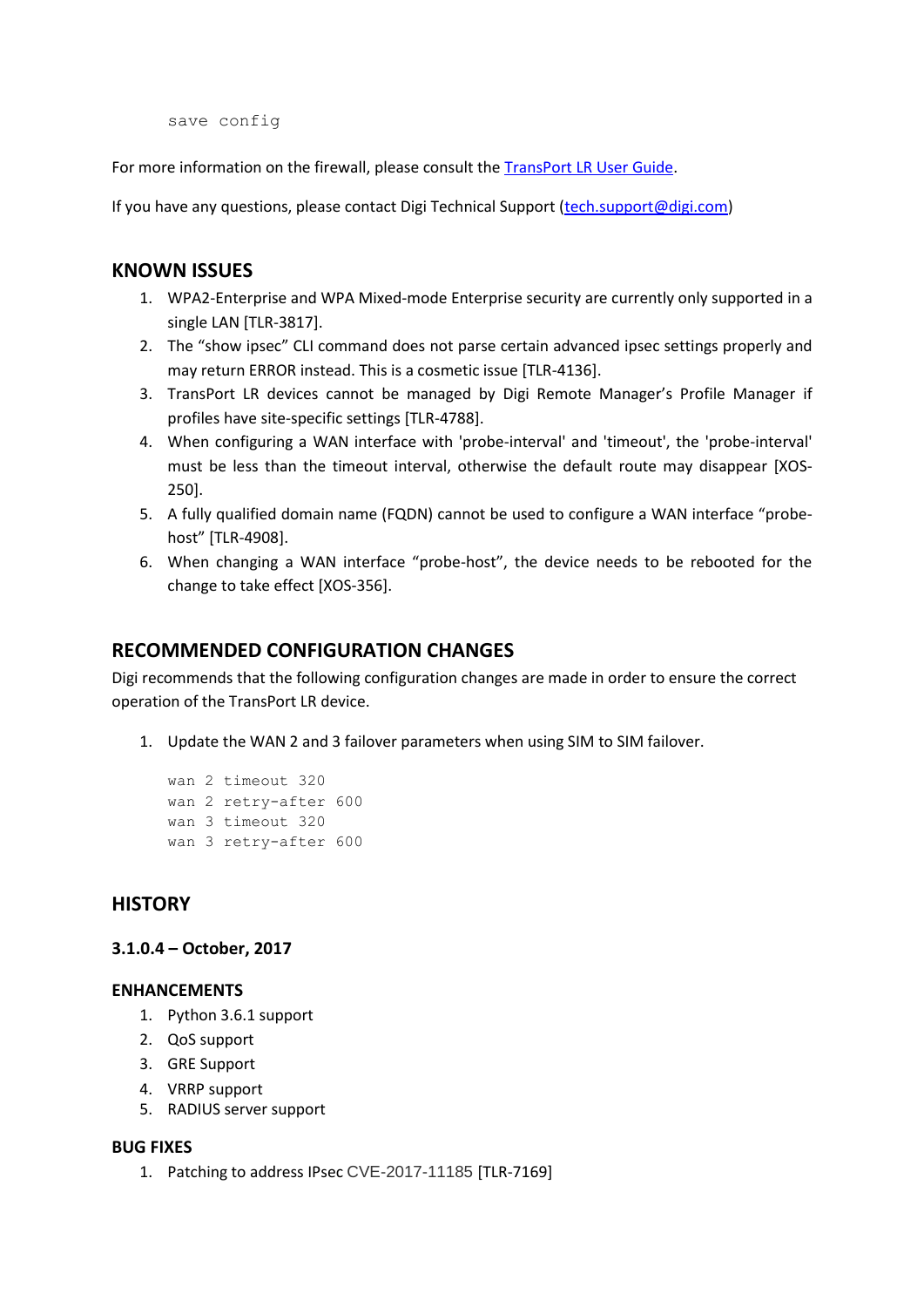```
save config
```

For more information on the firewall, please consult the [TransPort LR User Guide](#).

If you have any questions, please contact Digi Technical Support ([tech.support@digi.com](mailto:tech.support@digi.com))

## KNOWN ISSUES

1. WPA2-Enterprise and WPA Mixed-mode Enterprise security are currently only supported in a single LAN [TLR-3817].
2. The “show ipsec” CLI command does not parse certain advanced ipsec settings properly and may return ERROR instead. This is a cosmetic issue [TLR-4136].
3. TransPort LR devices cannot be managed by Digi Remote Manager’s Profile Manager if profiles have site-specific settings [TLR-4788].
4. When configuring a WAN interface with 'probe-interval' and 'timeout', the 'probe-interval' must be less than the timeout interval, otherwise the default route may disappear [XOS-250].
5. A fully qualified domain name (FQDN) cannot be used to configure a WAN interface “probe-host” [TLR-4908].
6. When changing a WAN interface “probe-host”, the device needs to be rebooted for the change to take effect [XOS-356].

## RECOMMENDED CONFIGURATION CHANGES

Digi recommends that the following configuration changes are made in order to ensure the correct operation of the TransPort LR device.

1. Update the WAN 2 and 3 failover parameters when using SIM to SIM failover.

```
wan 2 timeout 320
wan 2 retry-after 600
wan 3 timeout 320
wan 3 retry-after 600
```

## HISTORY

### 3.1.0.4 – October, 2017

#### ENHANCEMENTS

1. Python 3.6.1 support
2. QoS support
3. GRE Support
4. VRRP support
5. RADIUS server support

#### BUG FIXES

1. Patching to address IPsec CVE-2017-11185 [TLR-7169]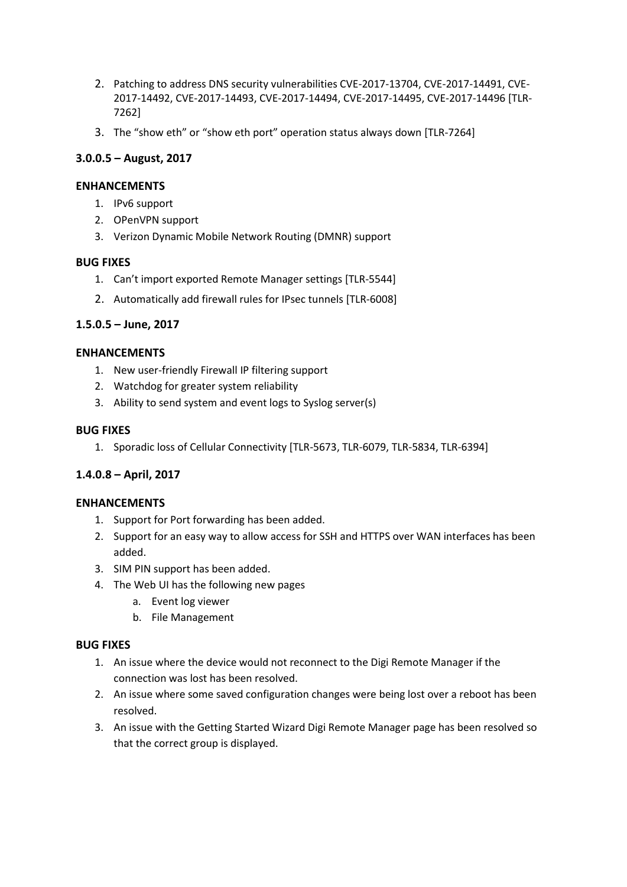2. Patching to address DNS security vulnerabilities CVE-2017-13704, CVE-2017-14491, CVE-2017-14492, CVE-2017-14493, CVE-2017-14494, CVE-2017-14495, CVE-2017-14496 [TLR-7262]
3. The “show eth” or “show eth port” operation status always down [TLR-7264]

### 3.0.0.5 – August, 2017

#### ENHANCEMENTS

1. IPv6 support
2. OPenVPN support
3. Verizon Dynamic Mobile Network Routing (DMNR) support

#### BUG FIXES

1. Can’t import exported Remote Manager settings [TLR-5544]
2. Automatically add firewall rules for IPsec tunnels [TLR-6008]

### 1.5.0.5 – June, 2017

#### ENHANCEMENTS

1. New user-friendly Firewall IP filtering support
2. Watchdog for greater system reliability
3. Ability to send system and event logs to Syslog server(s)

#### BUG FIXES

1. Sporadic loss of Cellular Connectivity [TLR-5673, TLR-6079, TLR-5834, TLR-6394]

### 1.4.0.8 – April, 2017

#### ENHANCEMENTS

1. Support for Port forwarding has been added.
2. Support for an easy way to allow access for SSH and HTTPS over WAN interfaces has been added.
3. SIM PIN support has been added.
4. The Web UI has the following new pages
   a. Event log viewer
   b. File Management

#### BUG FIXES

1. An issue where the device would not reconnect to the Digi Remote Manager if the connection was lost has been resolved.
2. An issue where some saved configuration changes were being lost over a reboot has been resolved.
3. An issue with the Getting Started Wizard Digi Remote Manager page has been resolved so that the correct group is displayed.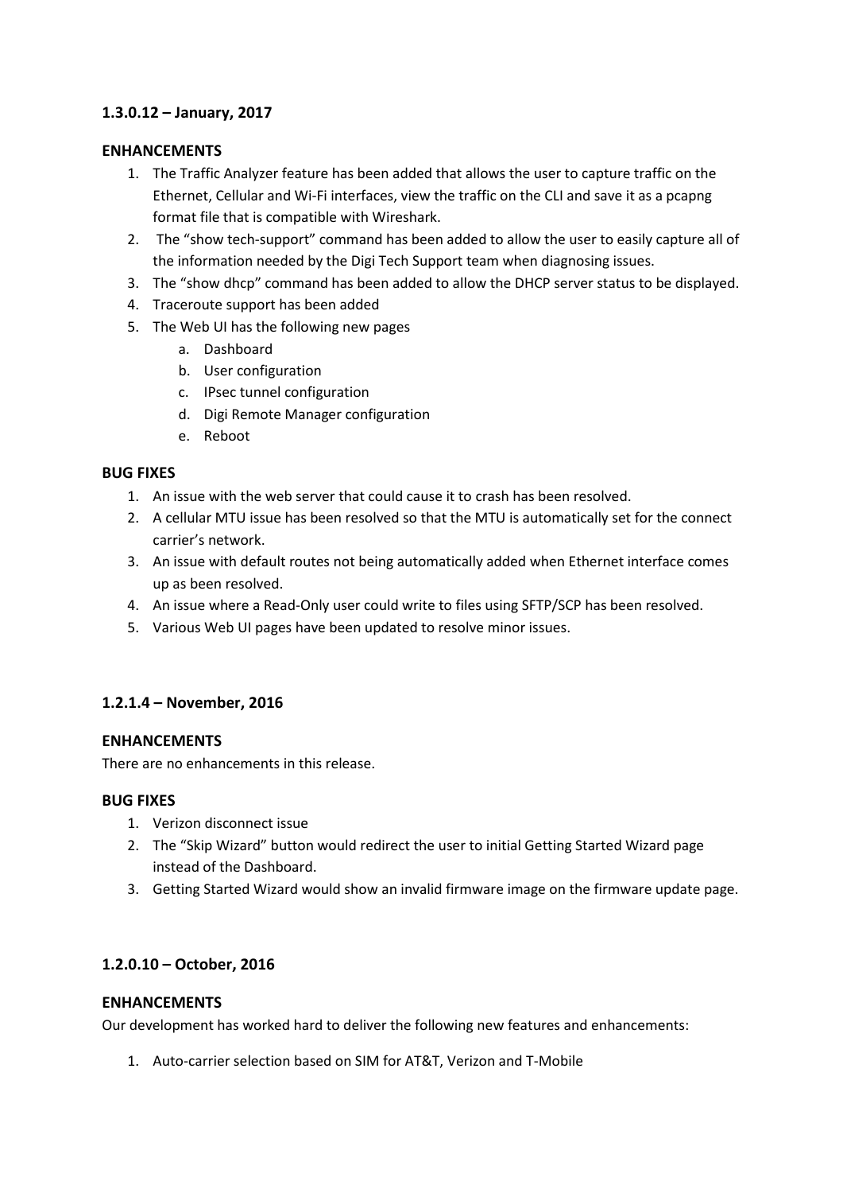### 1.3.0.12 – January, 2017

#### ENHANCEMENTS

1. The Traffic Analyzer feature has been added that allows the user to capture traffic on the Ethernet, Cellular and Wi-Fi interfaces, view the traffic on the CLI and save it as a pcapng format file that is compatible with Wireshark.
2. The “show tech-support” command has been added to allow the user to easily capture all of the information needed by the Digi Tech Support team when diagnosing issues.
3. The “show dhcp” command has been added to allow the DHCP server status to be displayed.
4. Traceroute support has been added
5. The Web UI has the following new pages
    a. Dashboard
    b. User configuration
    c. IPsec tunnel configuration
    d. Digi Remote Manager configuration
    e. Reboot

#### BUG FIXES

1. An issue with the web server that could cause it to crash has been resolved.
2. A cellular MTU issue has been resolved so that the MTU is automatically set for the connect carrier’s network.
3. An issue with default routes not being automatically added when Ethernet interface comes up as been resolved.
4. An issue where a Read-Only user could write to files using SFTP/SCP has been resolved.
5. Various Web UI pages have been updated to resolve minor issues.

### 1.2.1.4 – November, 2016

#### ENHANCEMENTS

There are no enhancements in this release.

#### BUG FIXES

1. Verizon disconnect issue
2. The “Skip Wizard” button would redirect the user to initial Getting Started Wizard page instead of the Dashboard.
3. Getting Started Wizard would show an invalid firmware image on the firmware update page.

### 1.2.0.10 – October, 2016

#### ENHANCEMENTS

Our development has worked hard to deliver the following new features and enhancements:

1. Auto-carrier selection based on SIM for AT&T, Verizon and T-Mobile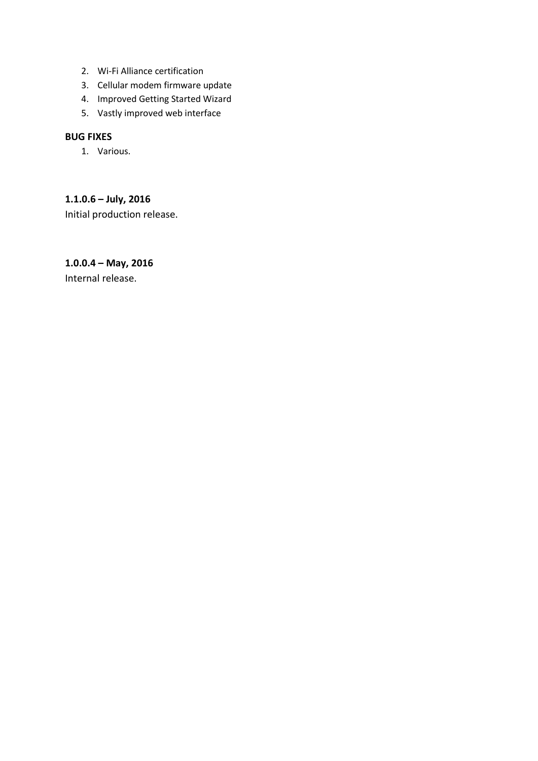2. Wi-Fi Alliance certification
3. Cellular modem firmware update
4. Improved Getting Started Wizard
5. Vastly improved web interface

**BUG FIXES**

1. Various.

### 1.1.0.6 – July, 2016

Initial production release.

### 1.0.0.4 – May, 2016

Internal release.